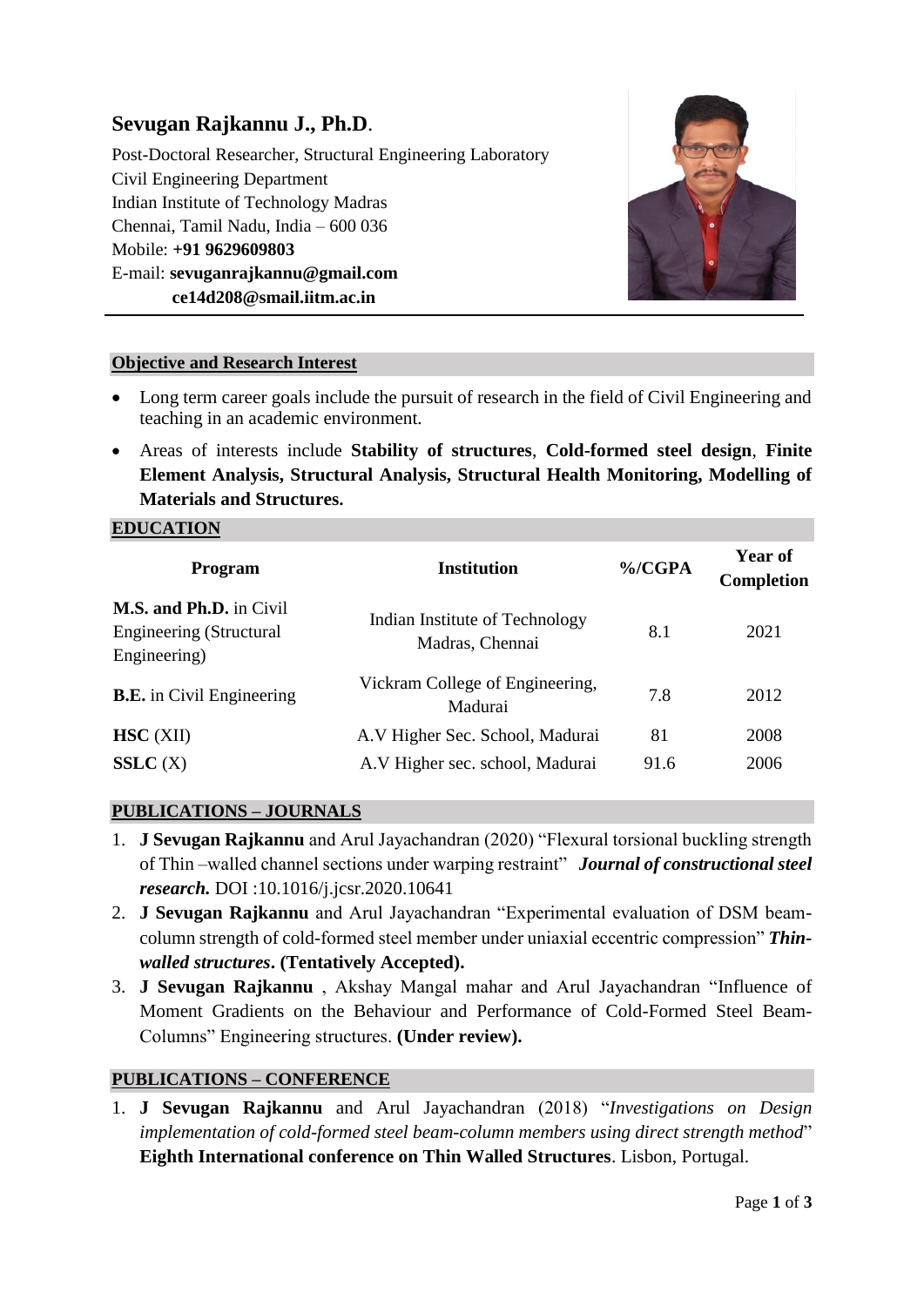# Sevugan Rajkannu J., Ph.D.

Post-Doctoral Researcher, Structural Engineering Laboratory
Civil Engineering Department
Indian Institute of Technology Madras
Chennai, Tamil Nadu, India – 600 036
Mobile: **+91 9629609803**
E-mail: **sevuganrajkannu@gmail.com**
**ce14d208@smail.iitm.ac.in**

## Objective and Research Interest

- Long term career goals include the pursuit of research in the field of Civil Engineering and teaching in an academic environment.
- Areas of interests include **Stability of structures**, **Cold-formed steel design**, **Finite Element Analysis, Structural Analysis, Structural Health Monitoring, Modelling of Materials and Structures.**

## EDUCATION

| Program | Institution | %/CGPA | Year of Completion |
|---|---|---|---|
| **M.S. and Ph.D.** in Civil Engineering (Structural Engineering) | Indian Institute of Technology Madras, Chennai | 8.1 | 2021 |
| **B.E.** in Civil Engineering | Vickram College of Engineering, Madurai | 7.8 | 2012 |
| **HSC** (XII) | A.V Higher Sec. School, Madurai | 81 | 2008 |
| **SSLC** (X) | A.V Higher sec. school, Madurai | 91.6 | 2006 |

## PUBLICATIONS – JOURNALS

1. **J Sevugan Rajkannu** and Arul Jayachandran (2020) "Flexural torsional buckling strength of Thin –walled channel sections under warping restraint" ***Journal of constructional steel research.*** DOI :10.1016/j.jcsr.2020.10641
2. **J Sevugan Rajkannu** and Arul Jayachandran "Experimental evaluation of DSM beam-column strength of cold-formed steel member under uniaxial eccentric compression" ***Thin-walled structures*****. (Tentatively Accepted).**
3. **J Sevugan Rajkannu** , Akshay Mangal mahar and Arul Jayachandran "Influence of Moment Gradients on the Behaviour and Performance of Cold-Formed Steel Beam-Columns" Engineering structures. **(Under review).**

## PUBLICATIONS – CONFERENCE

1. **J Sevugan Rajkannu** and Arul Jayachandran (2018) "*Investigations on Design implementation of cold-formed steel beam-column members using direct strength method*" **Eighth International conference on Thin Walled Structures**. Lisbon, Portugal.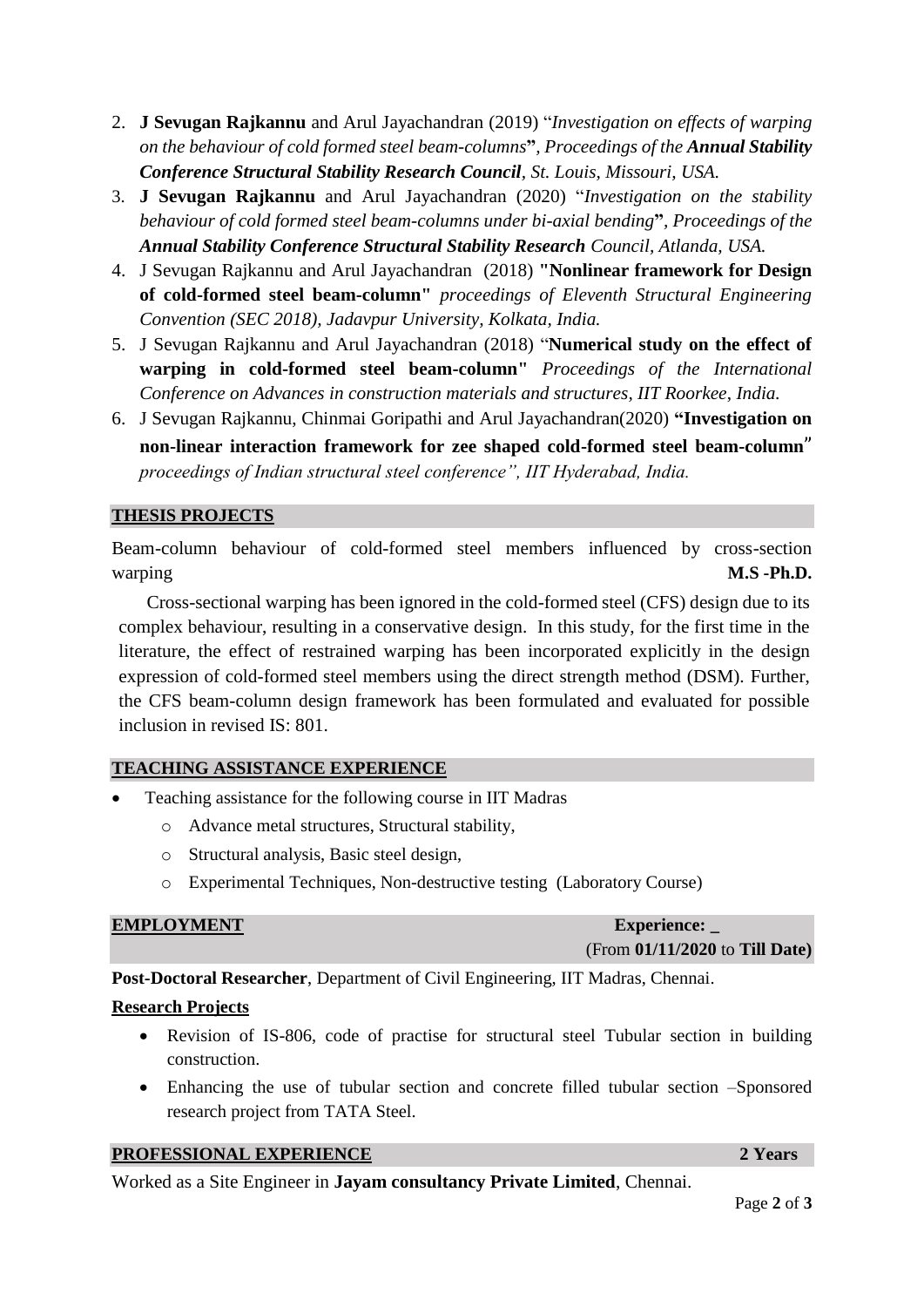2. **J Sevugan Rajkannu** and Arul Jayachandran (2019) "*Investigation on effects of warping on the behaviour of cold formed steel beam-columns***"**, *Proceedings of the* ***Annual Stability Conference Structural Stability Research Council****, St. Louis, Missouri, USA.*
3. **J Sevugan Rajkannu** and Arul Jayachandran (2020) "*Investigation on the stability behaviour of cold formed steel beam-columns under bi-axial bending***"**, *Proceedings of the* ***Annual Stability Conference Structural Stability Research*** *Council, Atlanda, USA.*
4. J Sevugan Rajkannu and Arul Jayachandran (2018) **"Nonlinear framework for Design of cold-formed steel beam-column"** *proceedings of Eleventh Structural Engineering Convention (SEC 2018), Jadavpur University, Kolkata, India.*
5. J Sevugan Rajkannu and Arul Jayachandran (2018) "**Numerical study on the effect of warping in cold-formed steel beam-column"** *Proceedings of the International Conference on Advances in construction materials and structures, IIT Roorkee, India.*
6. J Sevugan Rajkannu, Chinmai Goripathi and Arul Jayachandran(2020) **"Investigation on non-linear interaction framework for zee shaped cold-formed steel beam-column"** *proceedings of Indian structural steel conference", IIT Hyderabad, India.*

## THESIS PROJECTS

Beam-column behaviour of cold-formed steel members influenced by cross-section warping **M.S -Ph.D.**

Cross-sectional warping has been ignored in the cold-formed steel (CFS) design due to its complex behaviour, resulting in a conservative design. In this study, for the first time in the literature, the effect of restrained warping has been incorporated explicitly in the design expression of cold-formed steel members using the direct strength method (DSM). Further, the CFS beam-column design framework has been formulated and evaluated for possible inclusion in revised IS: 801.

## TEACHING ASSISTANCE EXPERIENCE

- Teaching assistance for the following course in IIT Madras
  - Advance metal structures, Structural stability,
  - Structural analysis, Basic steel design,
  - Experimental Techniques, Non-destructive testing (Laboratory Course)

## EMPLOYMENT

**Experience: _**
(From **01/11/2020** to **Till Date)**

**Post-Doctoral Researcher**, Department of Civil Engineering, IIT Madras, Chennai.

**Research Projects**

- Revision of IS-806, code of practise for structural steel Tubular section in building construction.
- Enhancing the use of tubular section and concrete filled tubular section –Sponsored research project from TATA Steel.

## PROFESSIONAL EXPERIENCE **2 Years**

Worked as a Site Engineer in **Jayam consultancy Private Limited**, Chennai.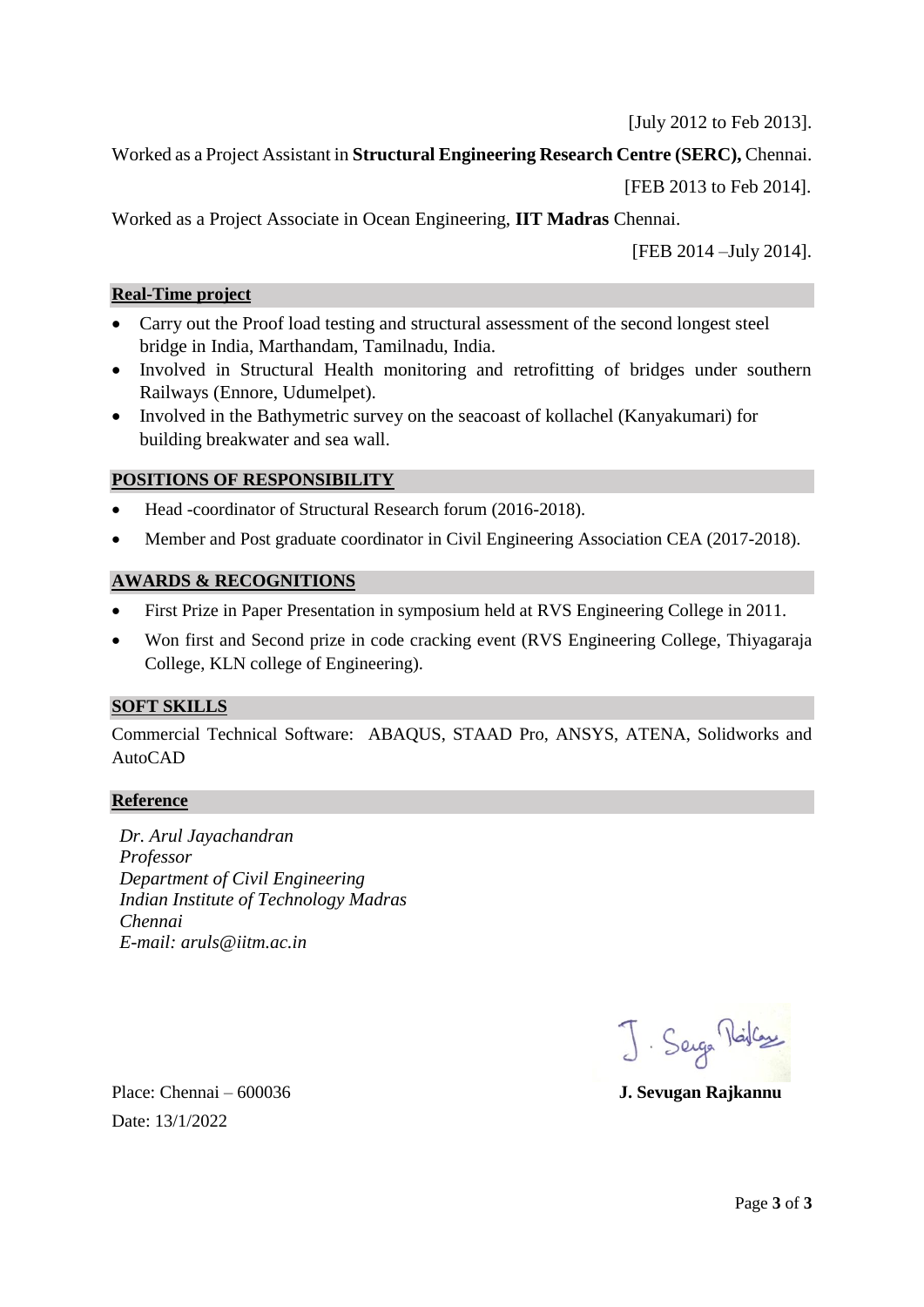[July 2012 to Feb 2013].

Worked as a Project Assistant in **Structural Engineering Research Centre (SERC),** Chennai.

[FEB 2013 to Feb 2014].

Worked as a Project Associate in Ocean Engineering, **IIT Madras** Chennai.

[FEB 2014 –July 2014].

## Real-Time project

- Carry out the Proof load testing and structural assessment of the second longest steel bridge in India, Marthandam, Tamilnadu, India.
- Involved in Structural Health monitoring and retrofitting of bridges under southern Railways (Ennore, Udumelpet).
- Involved in the Bathymetric survey on the seacoast of kollachel (Kanyakumari) for building breakwater and sea wall.

## POSITIONS OF RESPONSIBILITY

- Head -coordinator of Structural Research forum (2016-2018).
- Member and Post graduate coordinator in Civil Engineering Association CEA (2017-2018).

## AWARDS & RECOGNITIONS

- First Prize in Paper Presentation in symposium held at RVS Engineering College in 2011.
- Won first and Second prize in code cracking event (RVS Engineering College, Thiyagaraja College, KLN college of Engineering).

## SOFT SKILLS

Commercial Technical Software: ABAQUS, STAAD Pro, ANSYS, ATENA, Solidworks and AutoCAD

## Reference

*Dr. Arul Jayachandran*
*Professor*
*Department of Civil Engineering*
*Indian Institute of Technology Madras*
*Chennai*
*E-mail: aruls@iitm.ac.in*

Place: Chennai – 600036

Date: 13/1/2022

**J. Sevugan Rajkannu**